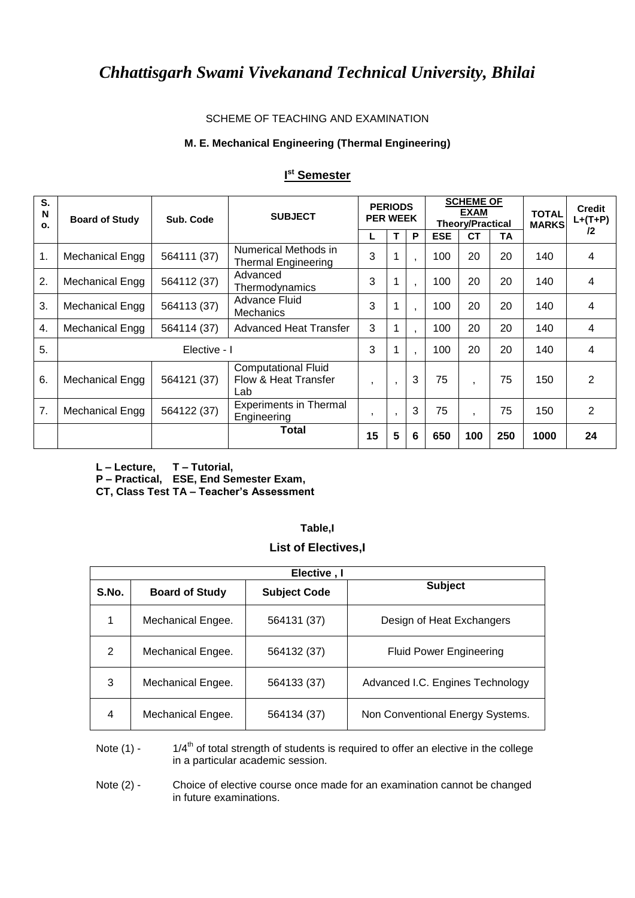# *Chhattisgarh Swami Vivekanand Technical University, Bhilai*

SCHEME OF TEACHING AND EXAMINATION

**M. E. Mechanical Engineering (Thermal Engineering)**

## I[st] Semester

| S. No. | Board of Study | Sub. Code | SUBJECT | PERIODS PER WEEK | | | SCHEME OF EXAM Theory/Practical | | | TOTAL MARKS | Credit L+(T+P) /2 |
|---|---|---|---|---|---|---|---|---|---|---|---|
| | | | | L | T | P | ESE | CT | TA | | |
| 1. | Mechanical Engg | 564111 (37) | Numerical Methods in Thermal Engineering | 3 | 1 | , | 100 | 20 | 20 | 140 | 4 |
| 2. | Mechanical Engg | 564112 (37) | Advanced Thermodynamics | 3 | 1 | , | 100 | 20 | 20 | 140 | 4 |
| 3. | Mechanical Engg | 564113 (37) | Advance Fluid Mechanics | 3 | 1 | , | 100 | 20 | 20 | 140 | 4 |
| 4. | Mechanical Engg | 564114 (37) | Advanced Heat Transfer | 3 | 1 | , | 100 | 20 | 20 | 140 | 4 |
| 5. | Elective - I | | | 3 | 1 | , | 100 | 20 | 20 | 140 | 4 |
| 6. | Mechanical Engg | 564121 (37) | Computational Fluid Flow & Heat Transfer Lab | , | , | 3 | 75 | , | 75 | 150 | 2 |
| 7. | Mechanical Engg | 564122 (37) | Experiments in Thermal Engineering | , | , | 3 | 75 | , | 75 | 150 | 2 |
| | | | **Total** | **15** | **5** | **6** | **650** | **100** | **250** | **1000** | **24** |

**L – Lecture, T – Tutorial,**
**P – Practical, ESE, End Semester Exam,**
**CT, Class Test TA – Teacher's Assessment**

**Table,I**

**List of Electives,I**

| Elective , I | | | |
|---|---|---|---|
| **S.No.** | **Board of Study** | **Subject Code** | **Subject** |
| 1 | Mechanical Engee. | 564131 (37) | Design of Heat Exchangers |
| 2 | Mechanical Engee. | 564132 (37) | Fluid Power Engineering |
| 3 | Mechanical Engee. | 564133 (37) | Advanced I.C. Engines Technology |
| 4 | Mechanical Engee. | 564134 (37) | Non Conventional Energy Systems. |

Note (1) - 1/4[th] of total strength of students is required to offer an elective in the college in a particular academic session.

Note (2) - Choice of elective course once made for an examination cannot be changed in future examinations.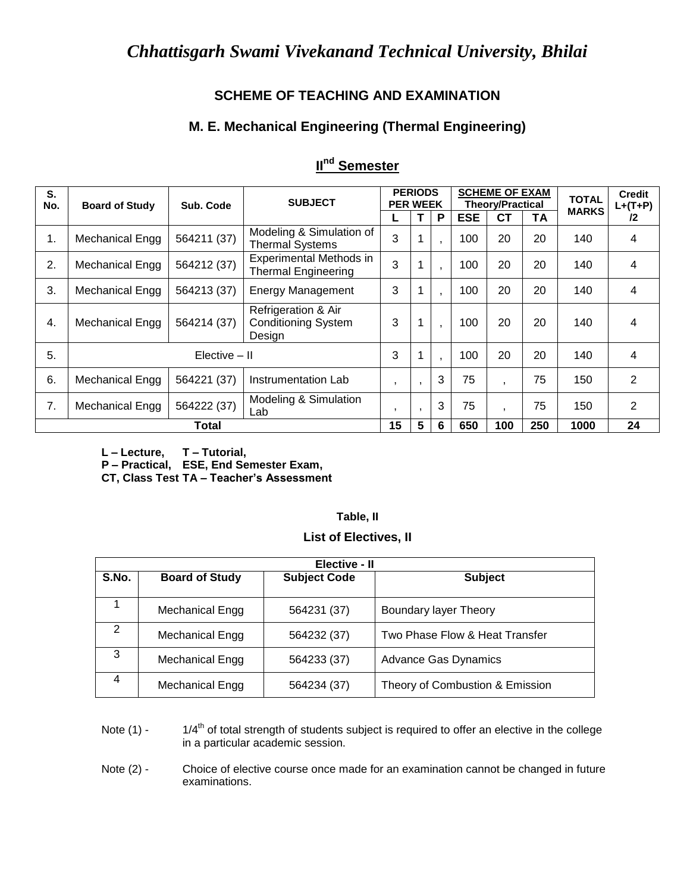# *Chhattisgarh Swami Vivekanand Technical University, Bhilai*

## SCHEME OF TEACHING AND EXAMINATION

## M. E. Mechanical Engineering (Thermal Engineering)

## II[nd] Semester

| S. No. | Board of Study | Sub. Code | SUBJECT | PERIODS PER WEEK | | | SCHEME OF EXAM Theory/Practical | | | TOTAL MARKS | Credit L+(T+P) /2 |
|---|---|---|---|---|---|---|---|---|---|---|---|
| | | | | L | T | P | ESE | CT | TA | | |
| 1. | Mechanical Engg | 564211 (37) | Modeling & Simulation of Thermal Systems | 3 | 1 | , | 100 | 20 | 20 | 140 | 4 |
| 2. | Mechanical Engg | 564212 (37) | Experimental Methods in Thermal Engineering | 3 | 1 | , | 100 | 20 | 20 | 140 | 4 |
| 3. | Mechanical Engg | 564213 (37) | Energy Management | 3 | 1 | , | 100 | 20 | 20 | 140 | 4 |
| 4. | Mechanical Engg | 564214 (37) | Refrigeration & Air Conditioning System Design | 3 | 1 | , | 100 | 20 | 20 | 140 | 4 |
| 5. | Elective – II | | | 3 | 1 | , | 100 | 20 | 20 | 140 | 4 |
| 6. | Mechanical Engg | 564221 (37) | Instrumentation Lab | , | , | 3 | 75 | , | 75 | 150 | 2 |
| 7. | Mechanical Engg | 564222 (37) | Modeling & Simulation Lab | , | , | 3 | 75 | , | 75 | 150 | 2 |
| **Total** | | | | **15** | **5** | **6** | **650** | **100** | **250** | **1000** | **24** |

**L – Lecture, T – Tutorial,**
**P – Practical, ESE, End Semester Exam,**
**CT, Class Test TA – Teacher's Assessment**

**Table, II**

**List of Electives, II**

| Elective - II | | | |
|---|---|---|---|
| **S.No.** | **Board of Study** | **Subject Code** | **Subject** |
| 1 | Mechanical Engg | 564231 (37) | Boundary layer Theory |
| 2 | Mechanical Engg | 564232 (37) | Two Phase Flow & Heat Transfer |
| 3 | Mechanical Engg | 564233 (37) | Advance Gas Dynamics |
| 4 | Mechanical Engg | 564234 (37) | Theory of Combustion & Emission |

Note (1) - 1/4[th] of total strength of students subject is required to offer an elective in the college in a particular academic session.

Note (2) - Choice of elective course once made for an examination cannot be changed in future examinations.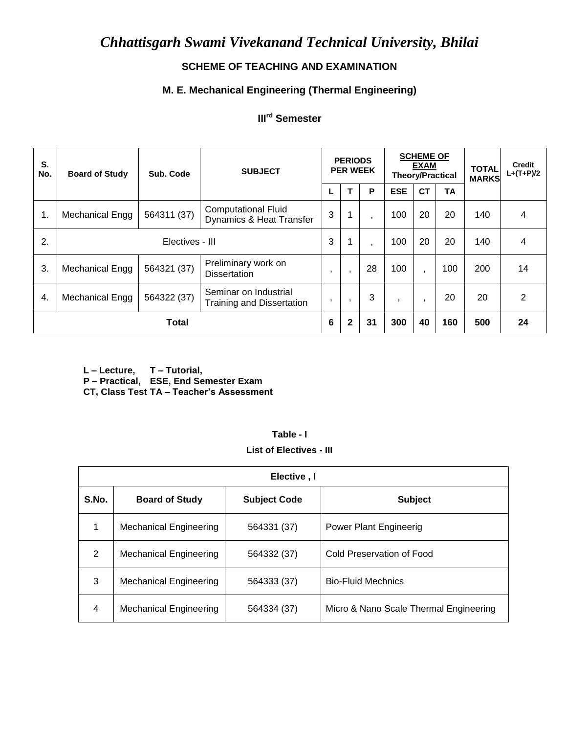# *Chhattisgarh Swami Vivekanand Technical University, Bhilai*

**SCHEME OF TEACHING AND EXAMINATION**

**M. E. Mechanical Engineering (Thermal Engineering)**

**III[rd] Semester**

| S. No. | Board of Study | Sub. Code | SUBJECT | PERIODS PER WEEK | | | SCHEME OF EXAM Theory/Practical | | | TOTAL MARKS | Credit L+(T+P)/2 |
|---|---|---|---|---|---|---|---|---|---|---|---|
| | | | | L | T | P | ESE | CT | TA | | |
| 1. | Mechanical Engg | 564311 (37) | Computational Fluid Dynamics & Heat Transfer | 3 | 1 | , | 100 | 20 | 20 | 140 | 4 |
| 2. | Electives - III | | | 3 | 1 | , | 100 | 20 | 20 | 140 | 4 |
| 3. | Mechanical Engg | 564321 (37) | Preliminary work on Dissertation | , | , | 28 | 100 | , | 100 | 200 | 14 |
| 4. | Mechanical Engg | 564322 (37) | Seminar on Industrial Training and Dissertation | , | , | 3 | , | , | 20 | 20 | 2 |
| **Total** | | | | **6** | **2** | **31** | **300** | **40** | **160** | **500** | **24** |

**L – Lecture, T – Tutorial,**
**P – Practical, ESE, End Semester Exam**
**CT, Class Test TA – Teacher's Assessment**

**Table - I**

**List of Electives - III**

| Elective , I | | | |
|---|---|---|---|
| **S.No.** | **Board of Study** | **Subject Code** | **Subject** |
| 1 | Mechanical Engineering | 564331 (37) | Power Plant Engineerig |
| 2 | Mechanical Engineering | 564332 (37) | Cold Preservation of Food |
| 3 | Mechanical Engineering | 564333 (37) | Bio-Fluid Mechnics |
| 4 | Mechanical Engineering | 564334 (37) | Micro & Nano Scale Thermal Engineering |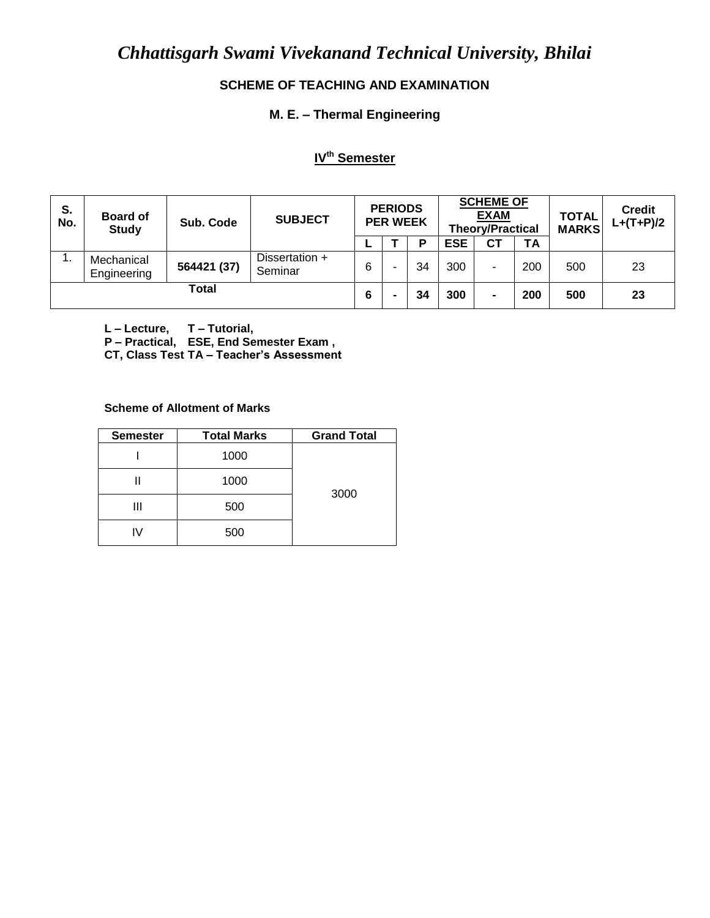# *Chhattisgarh Swami Vivekanand Technical University, Bhilai*

**SCHEME OF TEACHING AND EXAMINATION**

**M. E. – Thermal Engineering**

**IV<sup>th</sup> Semester**

| S. No. | Board of Study | Sub. Code | SUBJECT | PERIODS PER WEEK | | | SCHEME OF EXAM Theory/Practical | | | TOTAL MARKS | Credit L+(T+P)/2 |
|---|---|---|---|---|---|---|---|---|---|---|---|
| | | | | L | T | P | ESE | CT | TA | | |
| 1. | Mechanical Engineering | **564421 (37)** | Dissertation + Seminar | 6 | - | 34 | 300 | - | 200 | 500 | 23 |
| **Total** | | | | **6** | **-** | **34** | **300** | **-** | **200** | **500** | **23** |

**L – Lecture, T – Tutorial,**
**P – Practical, ESE, End Semester Exam ,**
**CT, Class Test TA – Teacher's Assessment**

**Scheme of Allotment of Marks**

| Semester | Total Marks | Grand Total |
|---|---|---|
| I | 1000 | 3000 |
| II | 1000 | |
| III | 500 | |
| IV | 500 | |